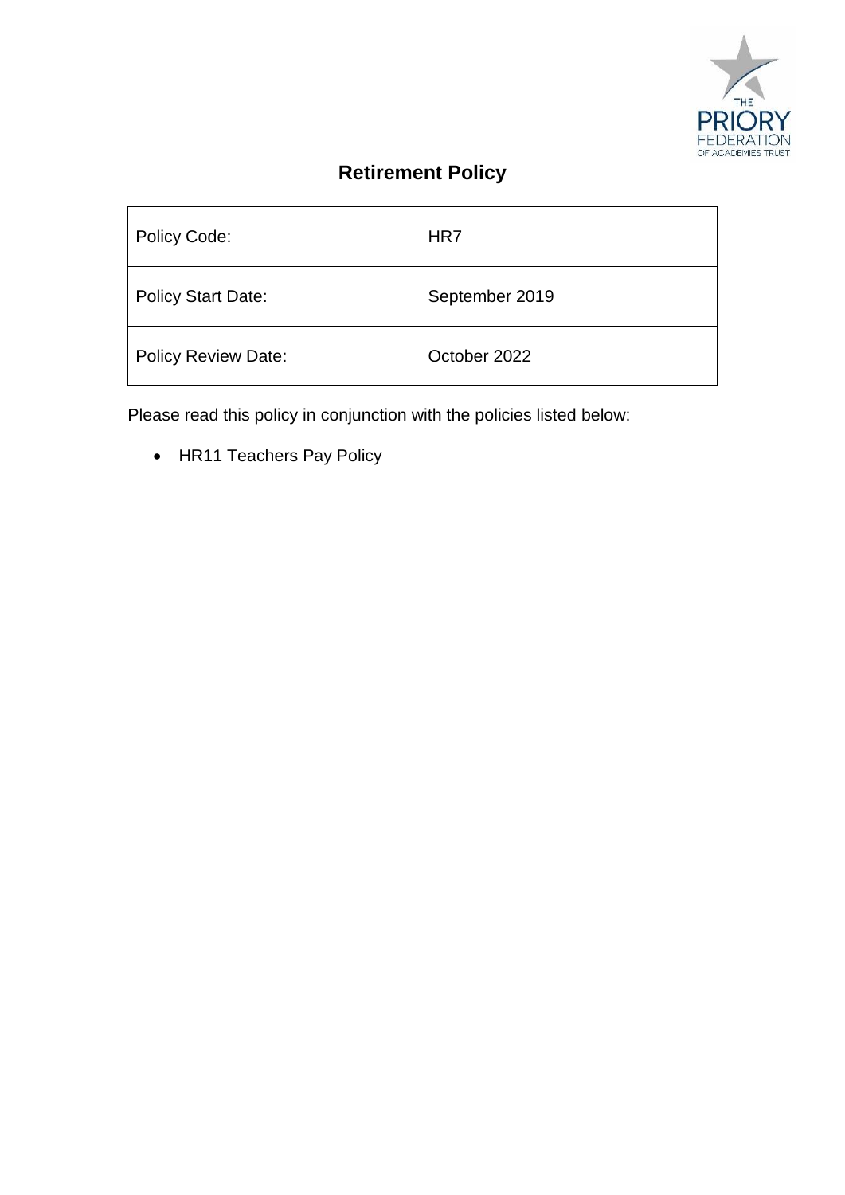# Retirement Policy

| Policy Code: | HR7 |
|---|---|
| Policy Start Date: | September 2019 |
| Policy Review Date: | October 2022 |

Please read this policy in conjunction with the policies listed below:

- HR11 Teachers Pay Policy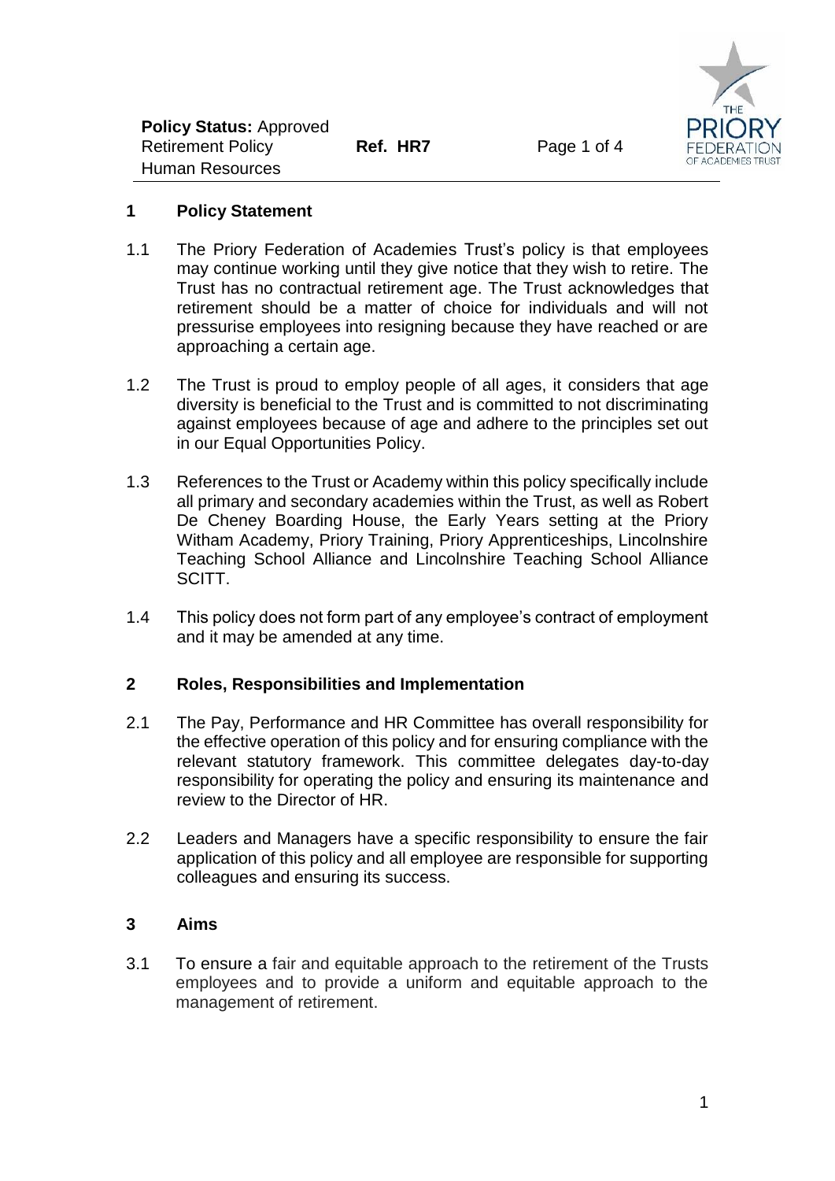## 1 Policy Statement

1.1 The Priory Federation of Academies Trust's policy is that employees may continue working until they give notice that they wish to retire. The Trust has no contractual retirement age. The Trust acknowledges that retirement should be a matter of choice for individuals and will not pressurise employees into resigning because they have reached or are approaching a certain age.

1.2 The Trust is proud to employ people of all ages, it considers that age diversity is beneficial to the Trust and is committed to not discriminating against employees because of age and adhere to the principles set out in our Equal Opportunities Policy.

1.3 References to the Trust or Academy within this policy specifically include all primary and secondary academies within the Trust, as well as Robert De Cheney Boarding House, the Early Years setting at the Priory Witham Academy, Priory Training, Priory Apprenticeships, Lincolnshire Teaching School Alliance and Lincolnshire Teaching School Alliance SCITT.

1.4 This policy does not form part of any employee's contract of employment and it may be amended at any time.

## 2 Roles, Responsibilities and Implementation

2.1 The Pay, Performance and HR Committee has overall responsibility for the effective operation of this policy and for ensuring compliance with the relevant statutory framework. This committee delegates day-to-day responsibility for operating the policy and ensuring its maintenance and review to the Director of HR.

2.2 Leaders and Managers have a specific responsibility to ensure the fair application of this policy and all employee are responsible for supporting colleagues and ensuring its success.

## 3 Aims

3.1 To ensure a fair and equitable approach to the retirement of the Trusts employees and to provide a uniform and equitable approach to the management of retirement.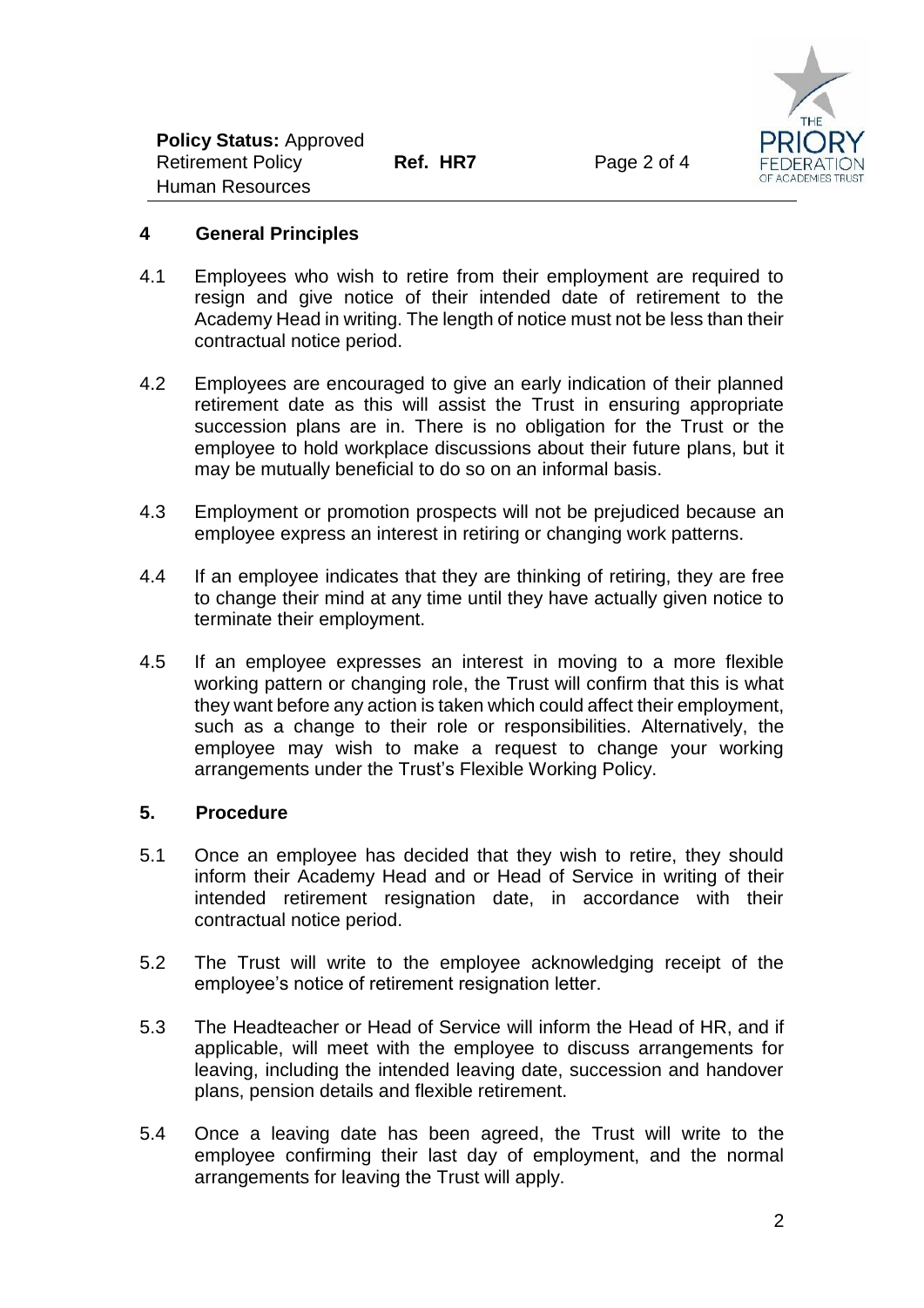## 4 General Principles

4.1 Employees who wish to retire from their employment are required to resign and give notice of their intended date of retirement to the Academy Head in writing. The length of notice must not be less than their contractual notice period.

4.2 Employees are encouraged to give an early indication of their planned retirement date as this will assist the Trust in ensuring appropriate succession plans are in. There is no obligation for the Trust or the employee to hold workplace discussions about their future plans, but it may be mutually beneficial to do so on an informal basis.

4.3 Employment or promotion prospects will not be prejudiced because an employee express an interest in retiring or changing work patterns.

4.4 If an employee indicates that they are thinking of retiring, they are free to change their mind at any time until they have actually given notice to terminate their employment.

4.5 If an employee expresses an interest in moving to a more flexible working pattern or changing role, the Trust will confirm that this is what they want before any action is taken which could affect their employment, such as a change to their role or responsibilities. Alternatively, the employee may wish to make a request to change your working arrangements under the Trust's Flexible Working Policy.

## 5. Procedure

5.1 Once an employee has decided that they wish to retire, they should inform their Academy Head and or Head of Service in writing of their intended retirement resignation date, in accordance with their contractual notice period.

5.2 The Trust will write to the employee acknowledging receipt of the employee's notice of retirement resignation letter.

5.3 The Headteacher or Head of Service will inform the Head of HR, and if applicable, will meet with the employee to discuss arrangements for leaving, including the intended leaving date, succession and handover plans, pension details and flexible retirement.

5.4 Once a leaving date has been agreed, the Trust will write to the employee confirming their last day of employment, and the normal arrangements for leaving the Trust will apply.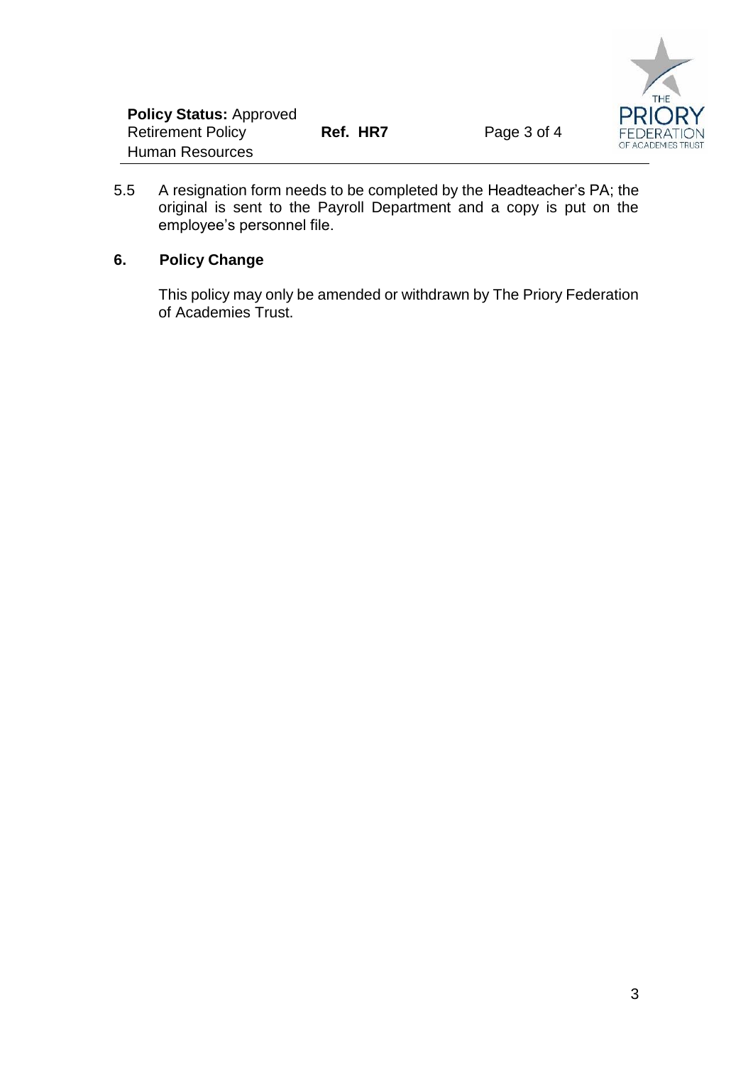5.5 A resignation form needs to be completed by the Headteacher's PA; the original is sent to the Payroll Department and a copy is put on the employee's personnel file.

## 6. Policy Change

This policy may only be amended or withdrawn by The Priory Federation of Academies Trust.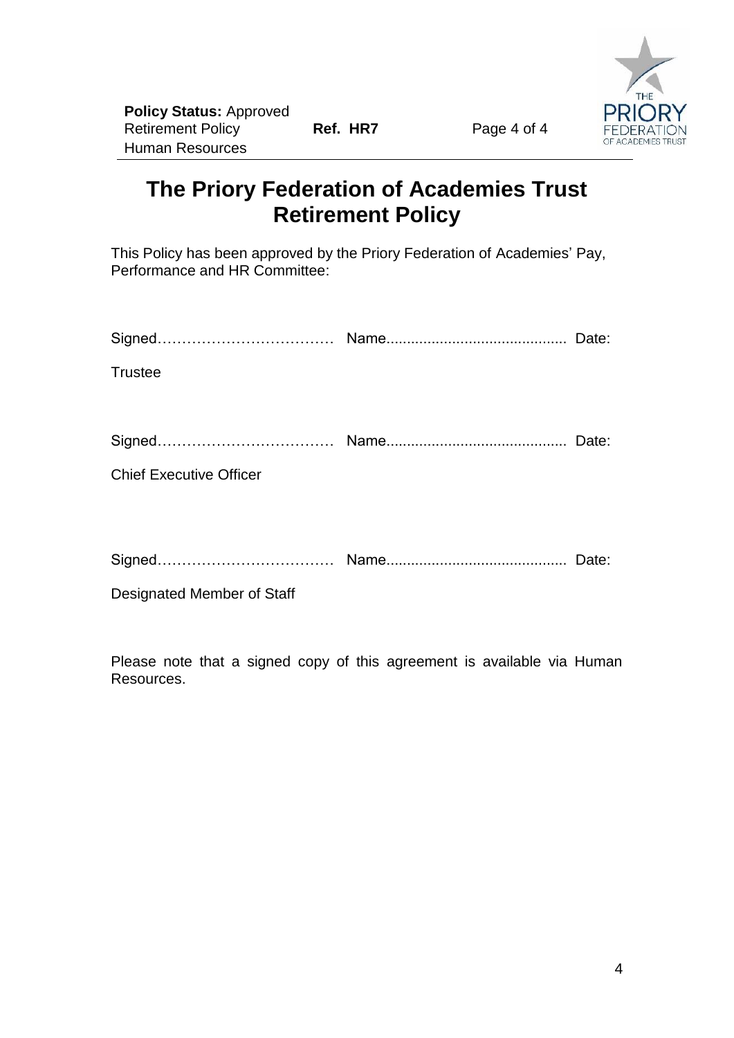# The Priory Federation of Academies Trust Retirement Policy

This Policy has been approved by the Priory Federation of Academies' Pay, Performance and HR Committee:

Signed……………………………… Name........................................... Date:

Trustee

Signed……………………………… Name........................................... Date:

Chief Executive Officer

Signed……………………………… Name........................................... Date:

Designated Member of Staff

Please note that a signed copy of this agreement is available via Human Resources.